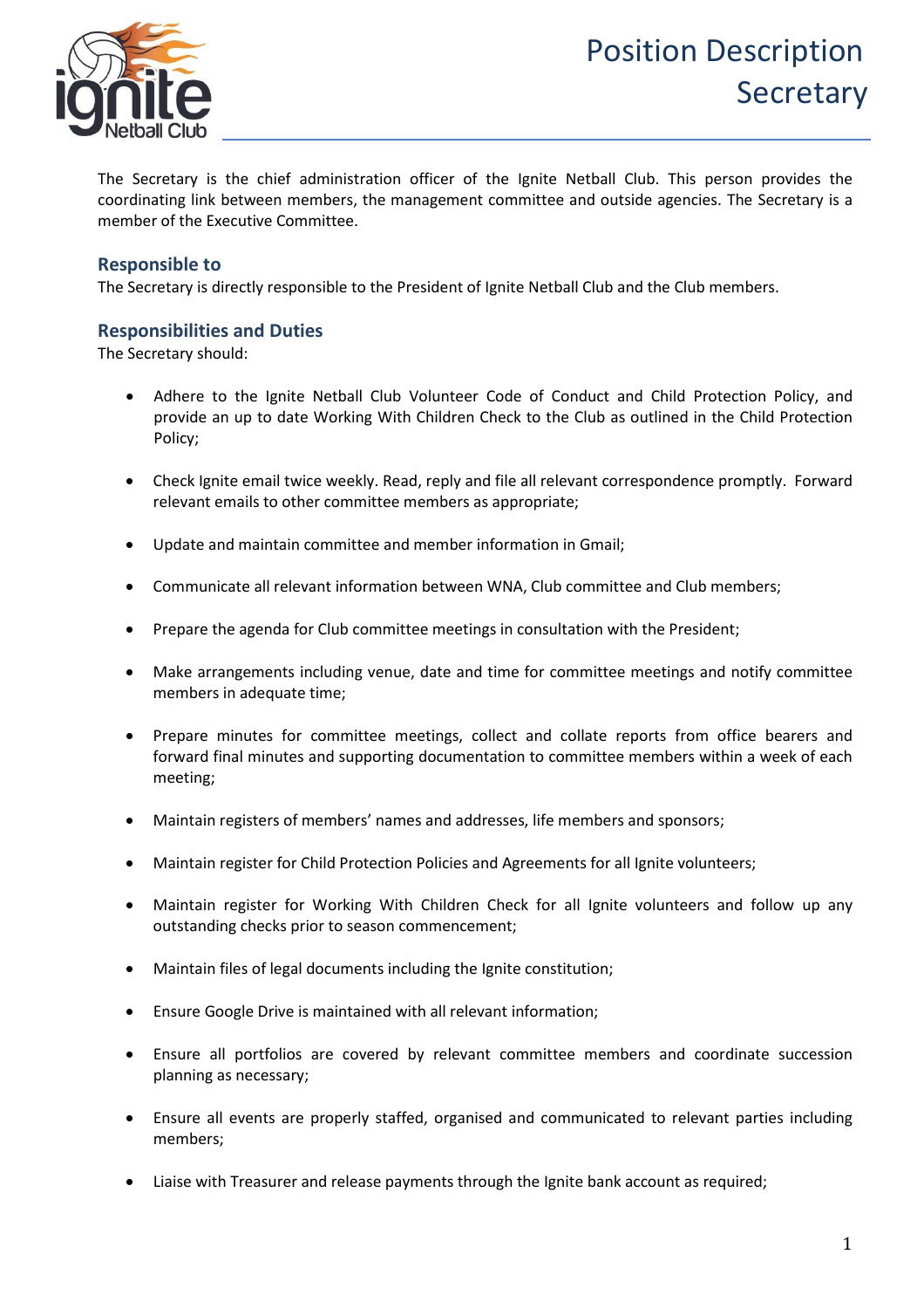# Position Description
# Secretary

The Secretary is the chief administration officer of the Ignite Netball Club. This person provides the coordinating link between members, the management committee and outside agencies. The Secretary is a member of the Executive Committee.

## Responsible to

The Secretary is directly responsible to the President of Ignite Netball Club and the Club members.

## Responsibilities and Duties

The Secretary should:

- Adhere to the Ignite Netball Club Volunteer Code of Conduct and Child Protection Policy, and provide an up to date Working With Children Check to the Club as outlined in the Child Protection Policy;
- Check Ignite email twice weekly. Read, reply and file all relevant correspondence promptly. Forward relevant emails to other committee members as appropriate;
- Update and maintain committee and member information in Gmail;
- Communicate all relevant information between WNA, Club committee and Club members;
- Prepare the agenda for Club committee meetings in consultation with the President;
- Make arrangements including venue, date and time for committee meetings and notify committee members in adequate time;
- Prepare minutes for committee meetings, collect and collate reports from office bearers and forward final minutes and supporting documentation to committee members within a week of each meeting;
- Maintain registers of members' names and addresses, life members and sponsors;
- Maintain register for Child Protection Policies and Agreements for all Ignite volunteers;
- Maintain register for Working With Children Check for all Ignite volunteers and follow up any outstanding checks prior to season commencement;
- Maintain files of legal documents including the Ignite constitution;
- Ensure Google Drive is maintained with all relevant information;
- Ensure all portfolios are covered by relevant committee members and coordinate succession planning as necessary;
- Ensure all events are properly staffed, organised and communicated to relevant parties including members;
- Liaise with Treasurer and release payments through the Ignite bank account as required;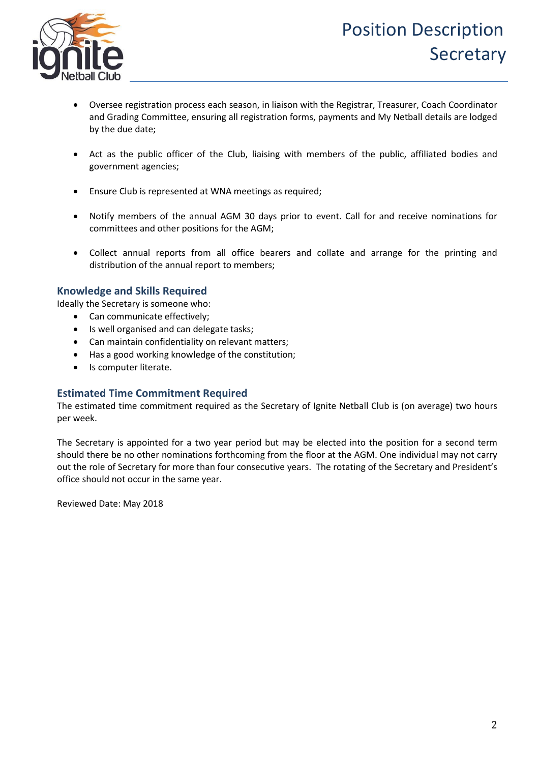- Oversee registration process each season, in liaison with the Registrar, Treasurer, Coach Coordinator and Grading Committee, ensuring all registration forms, payments and My Netball details are lodged by the due date;
- Act as the public officer of the Club, liaising with members of the public, affiliated bodies and government agencies;
- Ensure Club is represented at WNA meetings as required;
- Notify members of the annual AGM 30 days prior to event. Call for and receive nominations for committees and other positions for the AGM;
- Collect annual reports from all office bearers and collate and arrange for the printing and distribution of the annual report to members;

## Knowledge and Skills Required

Ideally the Secretary is someone who:

- Can communicate effectively;
- Is well organised and can delegate tasks;
- Can maintain confidentiality on relevant matters;
- Has a good working knowledge of the constitution;
- Is computer literate.

## Estimated Time Commitment Required

The estimated time commitment required as the Secretary of Ignite Netball Club is (on average) two hours per week.

The Secretary is appointed for a two year period but may be elected into the position for a second term should there be no other nominations forthcoming from the floor at the AGM. One individual may not carry out the role of Secretary for more than four consecutive years. The rotating of the Secretary and President's office should not occur in the same year.

Reviewed Date: May 2018